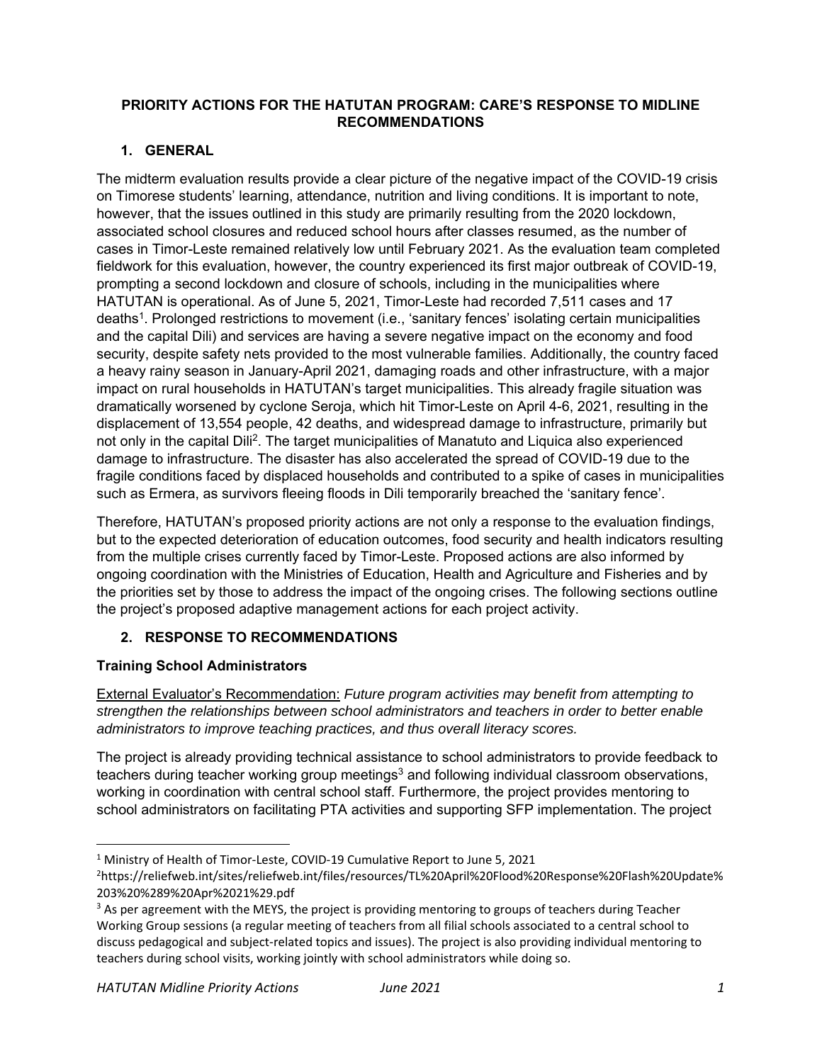# PRIORITY ACTIONS FOR THE HATUTAN PROGRAM: CARE'S RESPONSE TO MIDLINE RECOMMENDATIONS

## 1. GENERAL

The midterm evaluation results provide a clear picture of the negative impact of the COVID-19 crisis on Timorese students' learning, attendance, nutrition and living conditions. It is important to note, however, that the issues outlined in this study are primarily resulting from the 2020 lockdown, associated school closures and reduced school hours after classes resumed, as the number of cases in Timor-Leste remained relatively low until February 2021. As the evaluation team completed fieldwork for this evaluation, however, the country experienced its first major outbreak of COVID-19, prompting a second lockdown and closure of schools, including in the municipalities where HATUTAN is operational. As of June 5, 2021, Timor-Leste had recorded 7,511 cases and 17 deaths[1]. Prolonged restrictions to movement (i.e., 'sanitary fences' isolating certain municipalities and the capital Dili) and services are having a severe negative impact on the economy and food security, despite safety nets provided to the most vulnerable families. Additionally, the country faced a heavy rainy season in January-April 2021, damaging roads and other infrastructure, with a major impact on rural households in HATUTAN's target municipalities. This already fragile situation was dramatically worsened by cyclone Seroja, which hit Timor-Leste on April 4-6, 2021, resulting in the displacement of 13,554 people, 42 deaths, and widespread damage to infrastructure, primarily but not only in the capital Dili[2]. The target municipalities of Manatuto and Liquica also experienced damage to infrastructure. The disaster has also accelerated the spread of COVID-19 due to the fragile conditions faced by displaced households and contributed to a spike of cases in municipalities such as Ermera, as survivors fleeing floods in Dili temporarily breached the 'sanitary fence'.

Therefore, HATUTAN's proposed priority actions are not only a response to the evaluation findings, but to the expected deterioration of education outcomes, food security and health indicators resulting from the multiple crises currently faced by Timor-Leste. Proposed actions are also informed by ongoing coordination with the Ministries of Education, Health and Agriculture and Fisheries and by the priorities set by those to address the impact of the ongoing crises. The following sections outline the project's proposed adaptive management actions for each project activity.

## 2. RESPONSE TO RECOMMENDATIONS

### Training School Administrators

External Evaluator's Recommendation: *Future program activities may benefit from attempting to strengthen the relationships between school administrators and teachers in order to better enable administrators to improve teaching practices, and thus overall literacy scores.*

The project is already providing technical assistance to school administrators to provide feedback to teachers during teacher working group meetings[3] and following individual classroom observations, working in coordination with central school staff. Furthermore, the project provides mentoring to school administrators on facilitating PTA activities and supporting SFP implementation. The project

---

[1] Ministry of Health of Timor-Leste, COVID-19 Cumulative Report to June 5, 2021

[2] https://reliefweb.int/sites/reliefweb.int/files/resources/TL%20April%20Flood%20Response%20Flash%20Update%203%20%289%20Apr%2021%29.pdf

[3] As per agreement with the MEYS, the project is providing mentoring to groups of teachers during Teacher Working Group sessions (a regular meeting of teachers from all filial schools associated to a central school to discuss pedagogical and subject-related topics and issues). The project is also providing individual mentoring to teachers during school visits, working jointly with school administrators while doing so.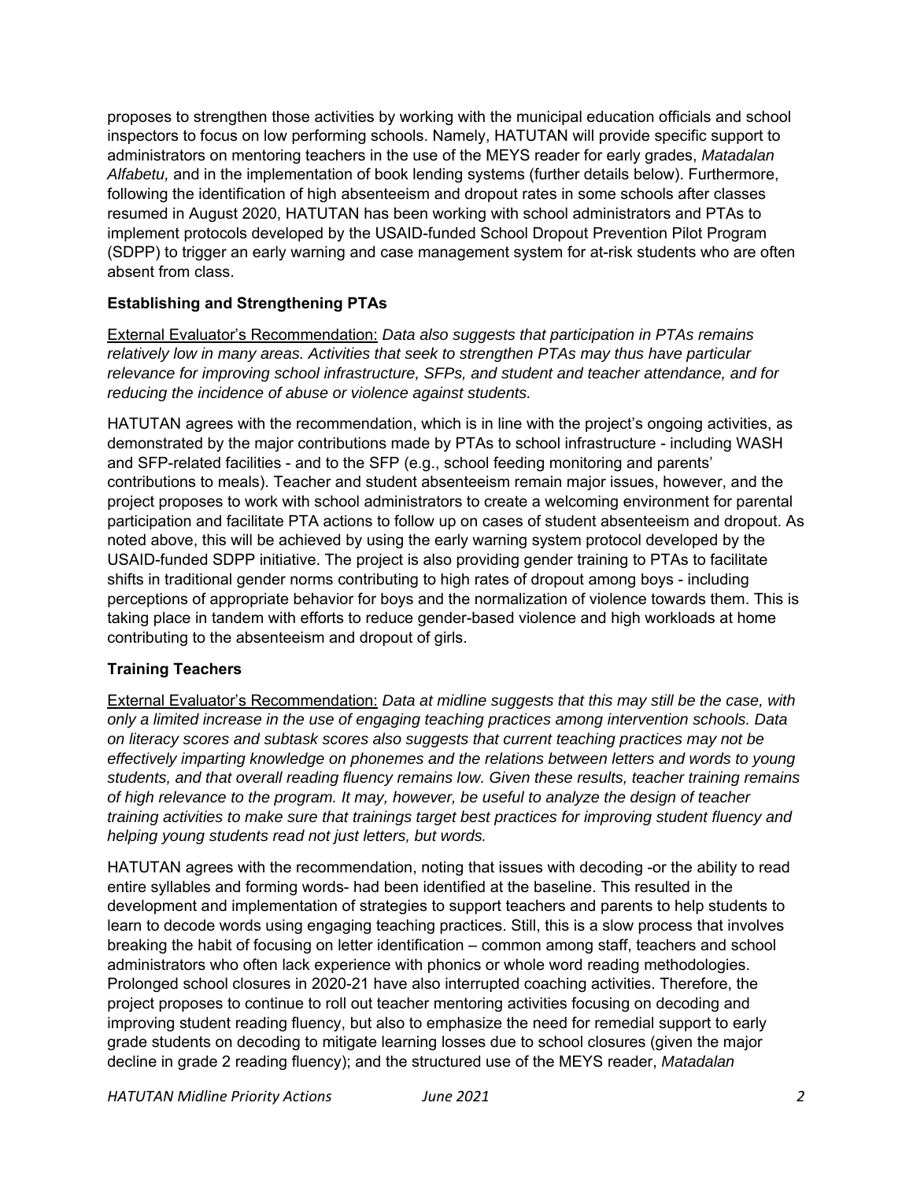proposes to strengthen those activities by working with the municipal education officials and school inspectors to focus on low performing schools. Namely, HATUTAN will provide specific support to administrators on mentoring teachers in the use of the MEYS reader for early grades, *Matadalan Alfabetu,* and in the implementation of book lending systems (further details below). Furthermore, following the identification of high absenteeism and dropout rates in some schools after classes resumed in August 2020, HATUTAN has been working with school administrators and PTAs to implement protocols developed by the USAID-funded School Dropout Prevention Pilot Program (SDPP) to trigger an early warning and case management system for at-risk students who are often absent from class.

**Establishing and Strengthening PTAs**

External Evaluator's Recommendation: *Data also suggests that participation in PTAs remains relatively low in many areas. Activities that seek to strengthen PTAs may thus have particular relevance for improving school infrastructure, SFPs, and student and teacher attendance, and for reducing the incidence of abuse or violence against students.*

HATUTAN agrees with the recommendation, which is in line with the project's ongoing activities, as demonstrated by the major contributions made by PTAs to school infrastructure - including WASH and SFP-related facilities - and to the SFP (e.g., school feeding monitoring and parents' contributions to meals). Teacher and student absenteeism remain major issues, however, and the project proposes to work with school administrators to create a welcoming environment for parental participation and facilitate PTA actions to follow up on cases of student absenteeism and dropout. As noted above, this will be achieved by using the early warning system protocol developed by the USAID-funded SDPP initiative. The project is also providing gender training to PTAs to facilitate shifts in traditional gender norms contributing to high rates of dropout among boys - including perceptions of appropriate behavior for boys and the normalization of violence towards them. This is taking place in tandem with efforts to reduce gender-based violence and high workloads at home contributing to the absenteeism and dropout of girls.

**Training Teachers**

External Evaluator's Recommendation: *Data at midline suggests that this may still be the case, with only a limited increase in the use of engaging teaching practices among intervention schools. Data on literacy scores and subtask scores also suggests that current teaching practices may not be effectively imparting knowledge on phonemes and the relations between letters and words to young students, and that overall reading fluency remains low. Given these results, teacher training remains of high relevance to the program. It may, however, be useful to analyze the design of teacher training activities to make sure that trainings target best practices for improving student fluency and helping young students read not just letters, but words.*

HATUTAN agrees with the recommendation, noting that issues with decoding -or the ability to read entire syllables and forming words- had been identified at the baseline. This resulted in the development and implementation of strategies to support teachers and parents to help students to learn to decode words using engaging teaching practices. Still, this is a slow process that involves breaking the habit of focusing on letter identification – common among staff, teachers and school administrators who often lack experience with phonics or whole word reading methodologies. Prolonged school closures in 2020-21 have also interrupted coaching activities. Therefore, the project proposes to continue to roll out teacher mentoring activities focusing on decoding and improving student reading fluency, but also to emphasize the need for remedial support to early grade students on decoding to mitigate learning losses due to school closures (given the major decline in grade 2 reading fluency); and the structured use of the MEYS reader, *Matadalan*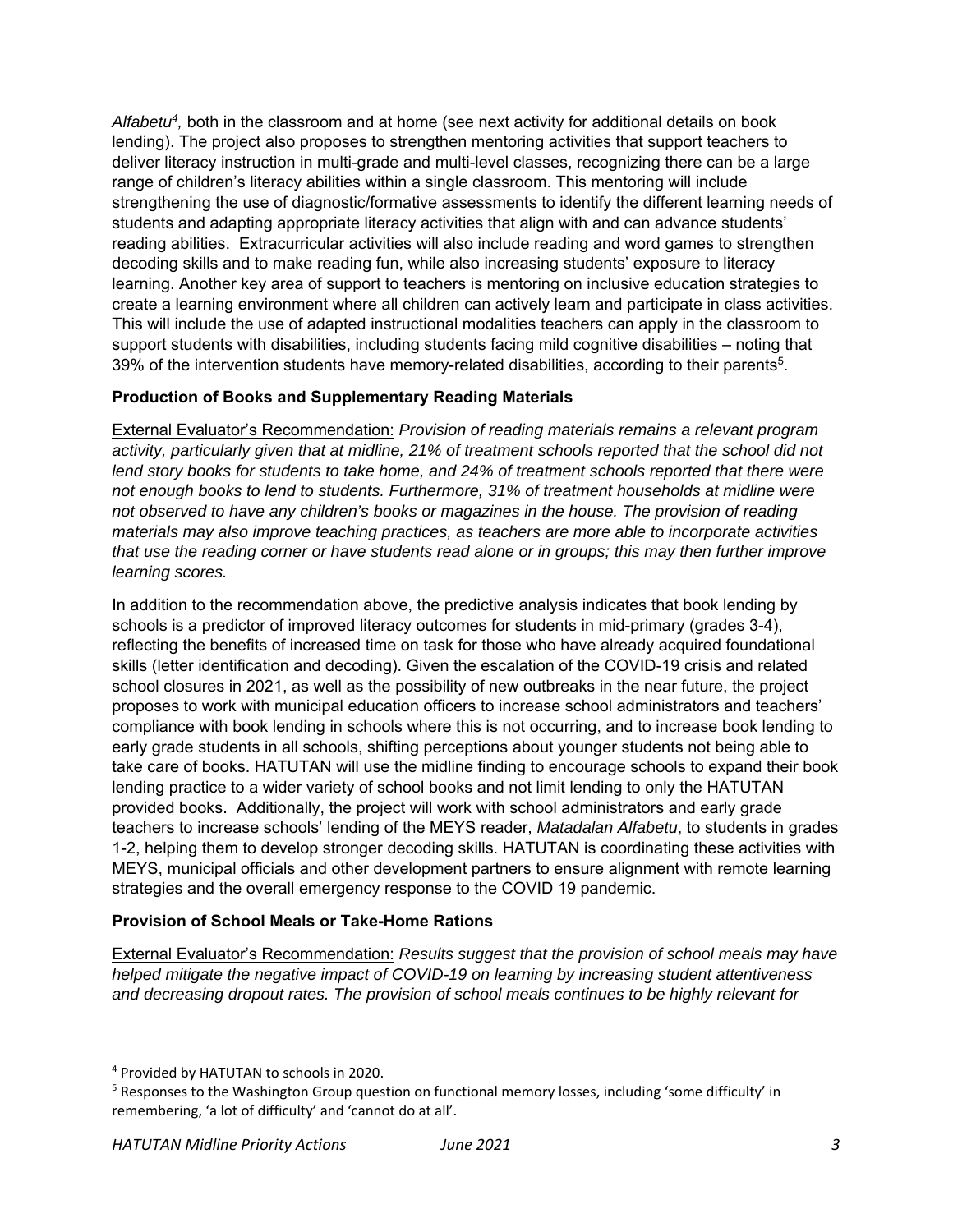*Alfabetu*[4], both in the classroom and at home (see next activity for additional details on book lending). The project also proposes to strengthen mentoring activities that support teachers to deliver literacy instruction in multi-grade and multi-level classes, recognizing there can be a large range of children's literacy abilities within a single classroom. This mentoring will include strengthening the use of diagnostic/formative assessments to identify the different learning needs of students and adapting appropriate literacy activities that align with and can advance students' reading abilities. Extracurricular activities will also include reading and word games to strengthen decoding skills and to make reading fun, while also increasing students' exposure to literacy learning. Another key area of support to teachers is mentoring on inclusive education strategies to create a learning environment where all children can actively learn and participate in class activities. This will include the use of adapted instructional modalities teachers can apply in the classroom to support students with disabilities, including students facing mild cognitive disabilities – noting that 39% of the intervention students have memory-related disabilities, according to their parents[5].

**Production of Books and Supplementary Reading Materials**

External Evaluator's Recommendation: *Provision of reading materials remains a relevant program activity, particularly given that at midline, 21% of treatment schools reported that the school did not lend story books for students to take home, and 24% of treatment schools reported that there were not enough books to lend to students. Furthermore, 31% of treatment households at midline were not observed to have any children's books or magazines in the house. The provision of reading materials may also improve teaching practices, as teachers are more able to incorporate activities that use the reading corner or have students read alone or in groups; this may then further improve learning scores.*

In addition to the recommendation above, the predictive analysis indicates that book lending by schools is a predictor of improved literacy outcomes for students in mid-primary (grades 3-4), reflecting the benefits of increased time on task for those who have already acquired foundational skills (letter identification and decoding). Given the escalation of the COVID-19 crisis and related school closures in 2021, as well as the possibility of new outbreaks in the near future, the project proposes to work with municipal education officers to increase school administrators and teachers' compliance with book lending in schools where this is not occurring, and to increase book lending to early grade students in all schools, shifting perceptions about younger students not being able to take care of books. HATUTAN will use the midline finding to encourage schools to expand their book lending practice to a wider variety of school books and not limit lending to only the HATUTAN provided books. Additionally, the project will work with school administrators and early grade teachers to increase schools' lending of the MEYS reader, *Matadalan Alfabetu*, to students in grades 1-2, helping them to develop stronger decoding skills. HATUTAN is coordinating these activities with MEYS, municipal officials and other development partners to ensure alignment with remote learning strategies and the overall emergency response to the COVID 19 pandemic.

**Provision of School Meals or Take-Home Rations**

External Evaluator's Recommendation: *Results suggest that the provision of school meals may have helped mitigate the negative impact of COVID-19 on learning by increasing student attentiveness and decreasing dropout rates. The provision of school meals continues to be highly relevant for*

---

[4] Provided by HATUTAN to schools in 2020.

[5] Responses to the Washington Group question on functional memory losses, including 'some difficulty' in remembering, 'a lot of difficulty' and 'cannot do at all'.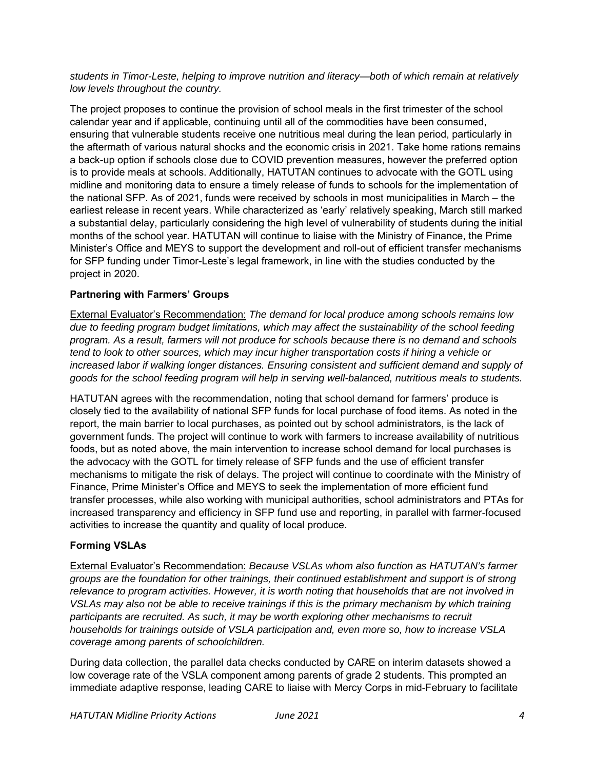*students in Timor-Leste, helping to improve nutrition and literacy—both of which remain at relatively low levels throughout the country.*

The project proposes to continue the provision of school meals in the first trimester of the school calendar year and if applicable, continuing until all of the commodities have been consumed, ensuring that vulnerable students receive one nutritious meal during the lean period, particularly in the aftermath of various natural shocks and the economic crisis in 2021. Take home rations remains a back-up option if schools close due to COVID prevention measures, however the preferred option is to provide meals at schools. Additionally, HATUTAN continues to advocate with the GOTL using midline and monitoring data to ensure a timely release of funds to schools for the implementation of the national SFP. As of 2021, funds were received by schools in most municipalities in March – the earliest release in recent years. While characterized as 'early' relatively speaking, March still marked a substantial delay, particularly considering the high level of vulnerability of students during the initial months of the school year. HATUTAN will continue to liaise with the Ministry of Finance, the Prime Minister's Office and MEYS to support the development and roll-out of efficient transfer mechanisms for SFP funding under Timor-Leste's legal framework, in line with the studies conducted by the project in 2020.

**Partnering with Farmers' Groups**

External Evaluator's Recommendation: *The demand for local produce among schools remains low due to feeding program budget limitations, which may affect the sustainability of the school feeding program. As a result, farmers will not produce for schools because there is no demand and schools tend to look to other sources, which may incur higher transportation costs if hiring a vehicle or increased labor if walking longer distances. Ensuring consistent and sufficient demand and supply of goods for the school feeding program will help in serving well-balanced, nutritious meals to students.*

HATUTAN agrees with the recommendation, noting that school demand for farmers' produce is closely tied to the availability of national SFP funds for local purchase of food items. As noted in the report, the main barrier to local purchases, as pointed out by school administrators, is the lack of government funds. The project will continue to work with farmers to increase availability of nutritious foods, but as noted above, the main intervention to increase school demand for local purchases is the advocacy with the GOTL for timely release of SFP funds and the use of efficient transfer mechanisms to mitigate the risk of delays. The project will continue to coordinate with the Ministry of Finance, Prime Minister's Office and MEYS to seek the implementation of more efficient fund transfer processes, while also working with municipal authorities, school administrators and PTAs for increased transparency and efficiency in SFP fund use and reporting, in parallel with farmer-focused activities to increase the quantity and quality of local produce.

**Forming VSLAs**

External Evaluator's Recommendation: *Because VSLAs whom also function as HATUTAN's farmer groups are the foundation for other trainings, their continued establishment and support is of strong relevance to program activities. However, it is worth noting that households that are not involved in VSLAs may also not be able to receive trainings if this is the primary mechanism by which training participants are recruited. As such, it may be worth exploring other mechanisms to recruit households for trainings outside of VSLA participation and, even more so, how to increase VSLA coverage among parents of schoolchildren.*

During data collection, the parallel data checks conducted by CARE on interim datasets showed a low coverage rate of the VSLA component among parents of grade 2 students. This prompted an immediate adaptive response, leading CARE to liaise with Mercy Corps in mid-February to facilitate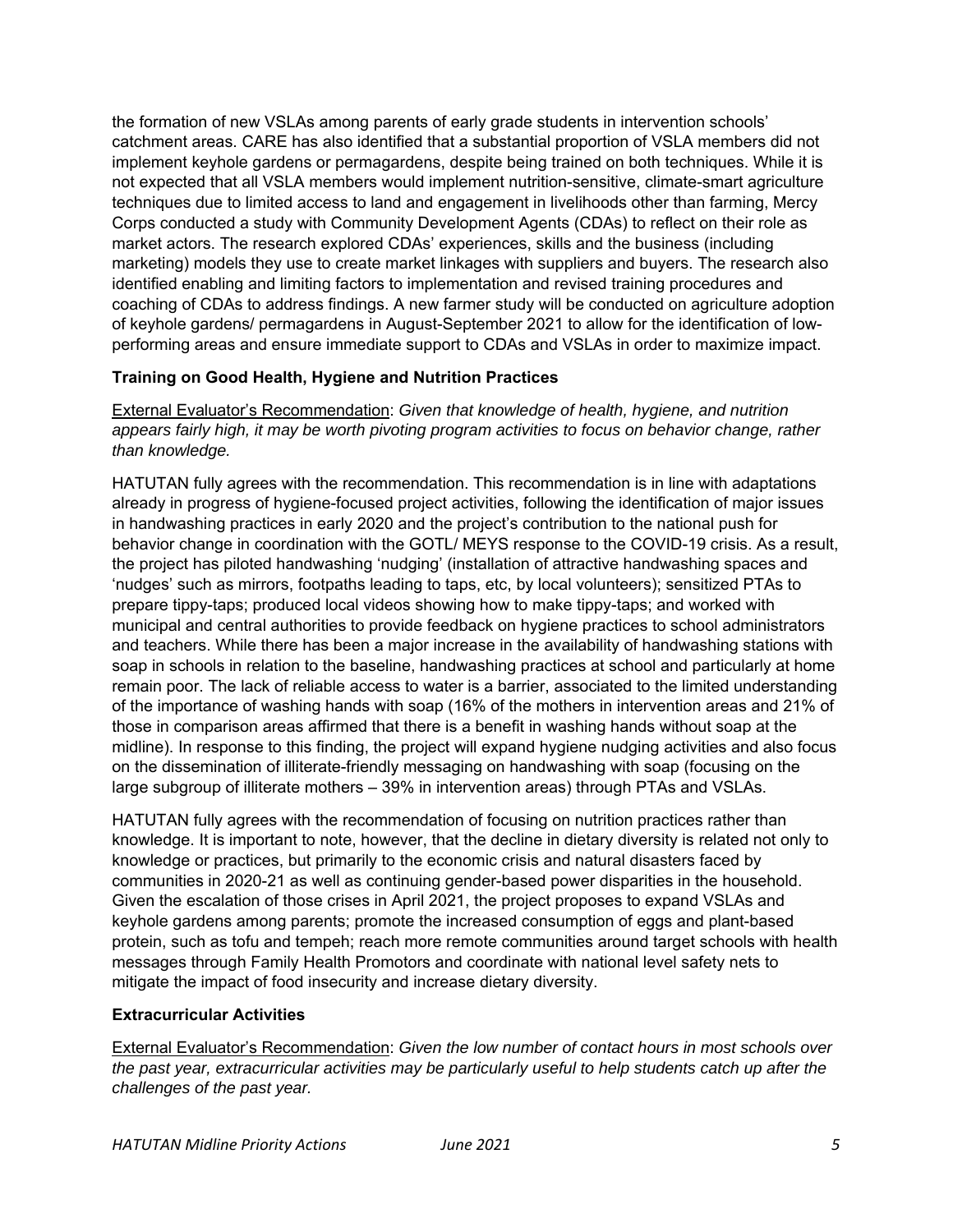the formation of new VSLAs among parents of early grade students in intervention schools' catchment areas. CARE has also identified that a substantial proportion of VSLA members did not implement keyhole gardens or permagardens, despite being trained on both techniques. While it is not expected that all VSLA members would implement nutrition-sensitive, climate-smart agriculture techniques due to limited access to land and engagement in livelihoods other than farming, Mercy Corps conducted a study with Community Development Agents (CDAs) to reflect on their role as market actors. The research explored CDAs' experiences, skills and the business (including marketing) models they use to create market linkages with suppliers and buyers. The research also identified enabling and limiting factors to implementation and revised training procedures and coaching of CDAs to address findings. A new farmer study will be conducted on agriculture adoption of keyhole gardens/ permagardens in August-September 2021 to allow for the identification of low-performing areas and ensure immediate support to CDAs and VSLAs in order to maximize impact.

**Training on Good Health, Hygiene and Nutrition Practices**

External Evaluator's Recommendation: *Given that knowledge of health, hygiene, and nutrition appears fairly high, it may be worth pivoting program activities to focus on behavior change, rather than knowledge.*

HATUTAN fully agrees with the recommendation. This recommendation is in line with adaptations already in progress of hygiene-focused project activities, following the identification of major issues in handwashing practices in early 2020 and the project's contribution to the national push for behavior change in coordination with the GOTL/ MEYS response to the COVID-19 crisis. As a result, the project has piloted handwashing 'nudging' (installation of attractive handwashing spaces and 'nudges' such as mirrors, footpaths leading to taps, etc, by local volunteers); sensitized PTAs to prepare tippy-taps; produced local videos showing how to make tippy-taps; and worked with municipal and central authorities to provide feedback on hygiene practices to school administrators and teachers. While there has been a major increase in the availability of handwashing stations with soap in schools in relation to the baseline, handwashing practices at school and particularly at home remain poor. The lack of reliable access to water is a barrier, associated to the limited understanding of the importance of washing hands with soap (16% of the mothers in intervention areas and 21% of those in comparison areas affirmed that there is a benefit in washing hands without soap at the midline). In response to this finding, the project will expand hygiene nudging activities and also focus on the dissemination of illiterate-friendly messaging on handwashing with soap (focusing on the large subgroup of illiterate mothers – 39% in intervention areas) through PTAs and VSLAs.

HATUTAN fully agrees with the recommendation of focusing on nutrition practices rather than knowledge. It is important to note, however, that the decline in dietary diversity is related not only to knowledge or practices, but primarily to the economic crisis and natural disasters faced by communities in 2020-21 as well as continuing gender-based power disparities in the household. Given the escalation of those crises in April 2021, the project proposes to expand VSLAs and keyhole gardens among parents; promote the increased consumption of eggs and plant-based protein, such as tofu and tempeh; reach more remote communities around target schools with health messages through Family Health Promotors and coordinate with national level safety nets to mitigate the impact of food insecurity and increase dietary diversity.

**Extracurricular Activities**

External Evaluator's Recommendation: *Given the low number of contact hours in most schools over the past year, extracurricular activities may be particularly useful to help students catch up after the challenges of the past year.*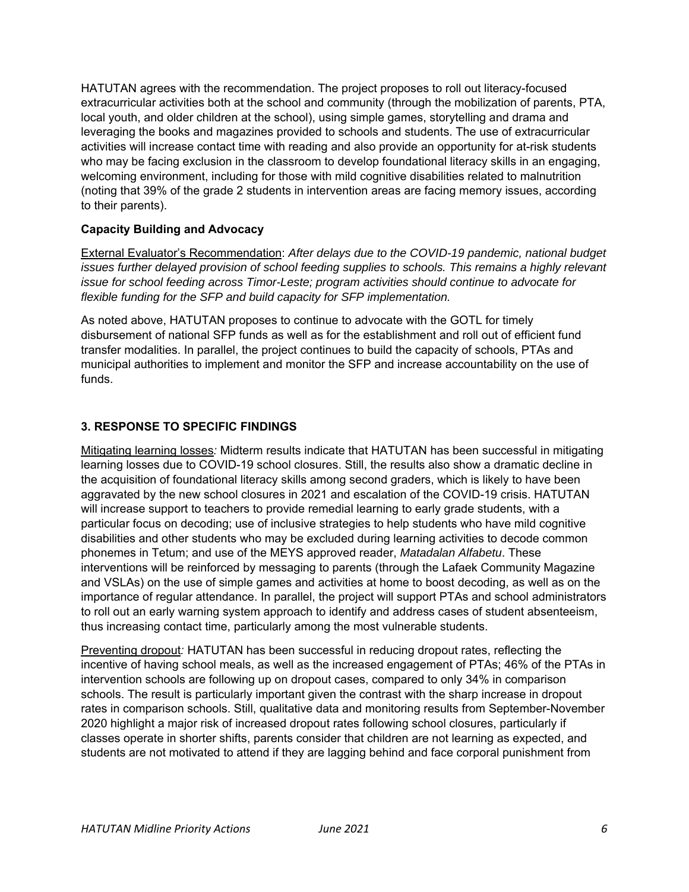HATUTAN agrees with the recommendation. The project proposes to roll out literacy-focused extracurricular activities both at the school and community (through the mobilization of parents, PTA, local youth, and older children at the school), using simple games, storytelling and drama and leveraging the books and magazines provided to schools and students. The use of extracurricular activities will increase contact time with reading and also provide an opportunity for at-risk students who may be facing exclusion in the classroom to develop foundational literacy skills in an engaging, welcoming environment, including for those with mild cognitive disabilities related to malnutrition (noting that 39% of the grade 2 students in intervention areas are facing memory issues, according to their parents).

**Capacity Building and Advocacy**

External Evaluator's Recommendation: *After delays due to the COVID-19 pandemic, national budget issues further delayed provision of school feeding supplies to schools. This remains a highly relevant issue for school feeding across Timor-Leste; program activities should continue to advocate for flexible funding for the SFP and build capacity for SFP implementation.*

As noted above, HATUTAN proposes to continue to advocate with the GOTL for timely disbursement of national SFP funds as well as for the establishment and roll out of efficient fund transfer modalities. In parallel, the project continues to build the capacity of schools, PTAs and municipal authorities to implement and monitor the SFP and increase accountability on the use of funds.

## 3. RESPONSE TO SPECIFIC FINDINGS

Mitigating learning losses*:* Midterm results indicate that HATUTAN has been successful in mitigating learning losses due to COVID-19 school closures. Still, the results also show a dramatic decline in the acquisition of foundational literacy skills among second graders, which is likely to have been aggravated by the new school closures in 2021 and escalation of the COVID-19 crisis. HATUTAN will increase support to teachers to provide remedial learning to early grade students, with a particular focus on decoding; use of inclusive strategies to help students who have mild cognitive disabilities and other students who may be excluded during learning activities to decode common phonemes in Tetum; and use of the MEYS approved reader, *Matadalan Alfabetu*. These interventions will be reinforced by messaging to parents (through the Lafaek Community Magazine and VSLAs) on the use of simple games and activities at home to boost decoding, as well as on the importance of regular attendance. In parallel, the project will support PTAs and school administrators to roll out an early warning system approach to identify and address cases of student absenteeism, thus increasing contact time, particularly among the most vulnerable students.

Preventing dropout*:* HATUTAN has been successful in reducing dropout rates, reflecting the incentive of having school meals, as well as the increased engagement of PTAs; 46% of the PTAs in intervention schools are following up on dropout cases, compared to only 34% in comparison schools. The result is particularly important given the contrast with the sharp increase in dropout rates in comparison schools. Still, qualitative data and monitoring results from September-November 2020 highlight a major risk of increased dropout rates following school closures, particularly if classes operate in shorter shifts, parents consider that children are not learning as expected, and students are not motivated to attend if they are lagging behind and face corporal punishment from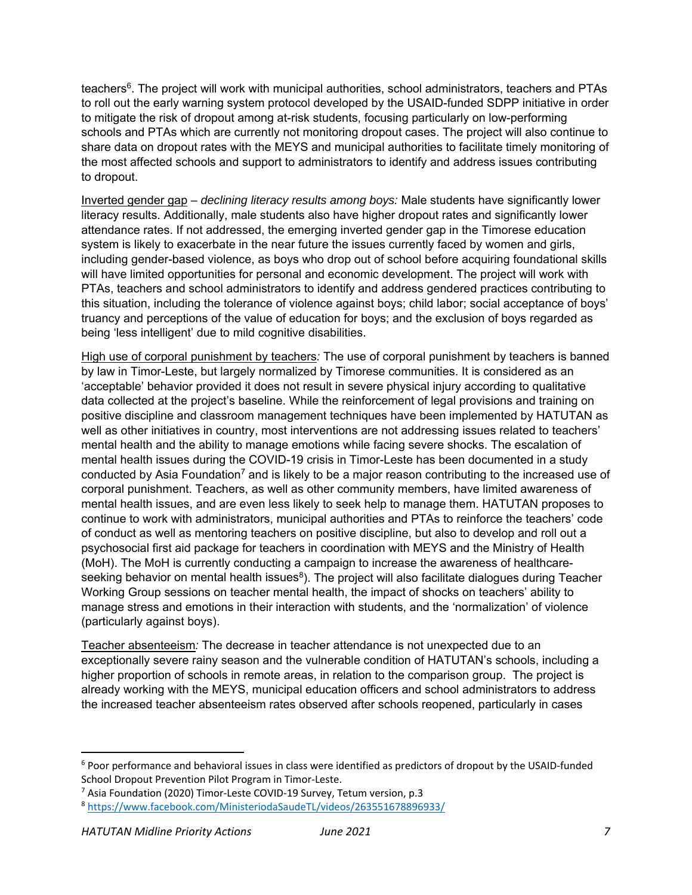teachers[6]. The project will work with municipal authorities, school administrators, teachers and PTAs to roll out the early warning system protocol developed by the USAID-funded SDPP initiative in order to mitigate the risk of dropout among at-risk students, focusing particularly on low-performing schools and PTAs which are currently not monitoring dropout cases. The project will also continue to share data on dropout rates with the MEYS and municipal authorities to facilitate timely monitoring of the most affected schools and support to administrators to identify and address issues contributing to dropout.

<u>Inverted gender gap</u> – *declining literacy results among boys:* Male students have significantly lower literacy results. Additionally, male students also have higher dropout rates and significantly lower attendance rates. If not addressed, the emerging inverted gender gap in the Timorese education system is likely to exacerbate in the near future the issues currently faced by women and girls, including gender-based violence, as boys who drop out of school before acquiring foundational skills will have limited opportunities for personal and economic development. The project will work with PTAs, teachers and school administrators to identify and address gendered practices contributing to this situation, including the tolerance of violence against boys; child labor; social acceptance of boys' truancy and perceptions of the value of education for boys; and the exclusion of boys regarded as being 'less intelligent' due to mild cognitive disabilities.

<u>High use of corporal punishment by teachers</u>*:* The use of corporal punishment by teachers is banned by law in Timor-Leste, but largely normalized by Timorese communities. It is considered as an 'acceptable' behavior provided it does not result in severe physical injury according to qualitative data collected at the project's baseline. While the reinforcement of legal provisions and training on positive discipline and classroom management techniques have been implemented by HATUTAN as well as other initiatives in country, most interventions are not addressing issues related to teachers' mental health and the ability to manage emotions while facing severe shocks. The escalation of mental health issues during the COVID-19 crisis in Timor-Leste has been documented in a study conducted by Asia Foundation[7] and is likely to be a major reason contributing to the increased use of corporal punishment. Teachers, as well as other community members, have limited awareness of mental health issues, and are even less likely to seek help to manage them. HATUTAN proposes to continue to work with administrators, municipal authorities and PTAs to reinforce the teachers' code of conduct as well as mentoring teachers on positive discipline, but also to develop and roll out a psychosocial first aid package for teachers in coordination with MEYS and the Ministry of Health (MoH). The MoH is currently conducting a campaign to increase the awareness of healthcare-seeking behavior on mental health issues[8]). The project will also facilitate dialogues during Teacher Working Group sessions on teacher mental health, the impact of shocks on teachers' ability to manage stress and emotions in their interaction with students, and the 'normalization' of violence (particularly against boys).

<u>Teacher absenteeism</u>*:* The decrease in teacher attendance is not unexpected due to an exceptionally severe rainy season and the vulnerable condition of HATUTAN's schools, including a higher proportion of schools in remote areas, in relation to the comparison group. The project is already working with the MEYS, municipal education officers and school administrators to address the increased teacher absenteeism rates observed after schools reopened, particularly in cases

---

[6] Poor performance and behavioral issues in class were identified as predictors of dropout by the USAID-funded School Dropout Prevention Pilot Program in Timor-Leste.

[7] Asia Foundation (2020) Timor-Leste COVID-19 Survey, Tetum version, p.3

[8] https://www.facebook.com/MinisteriodaSaudeTL/videos/263551678896933/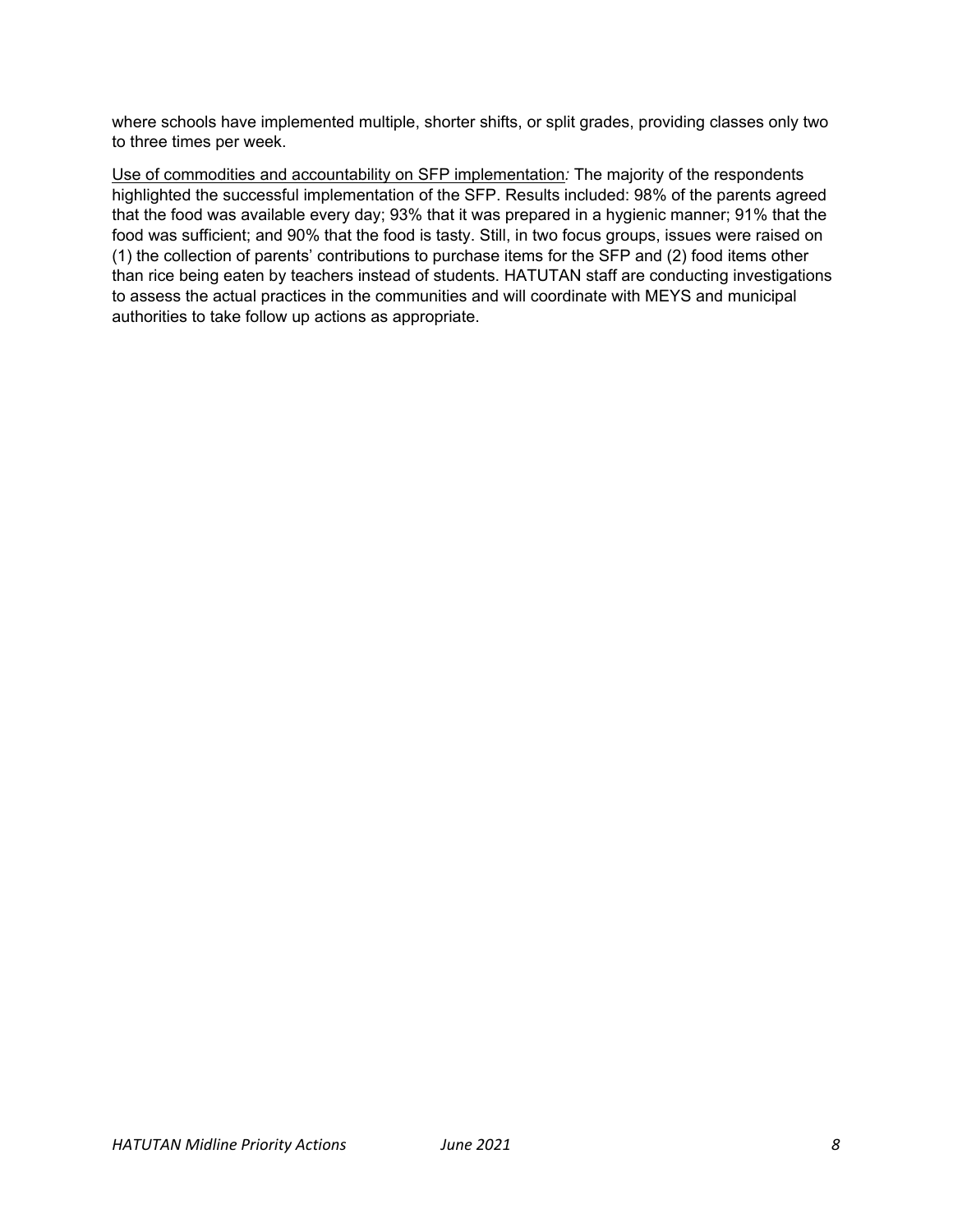where schools have implemented multiple, shorter shifts, or split grades, providing classes only two to three times per week.

<u>Use of commodities and accountability on SFP implementation</u>*:* The majority of the respondents highlighted the successful implementation of the SFP. Results included: 98% of the parents agreed that the food was available every day; 93% that it was prepared in a hygienic manner; 91% that the food was sufficient; and 90% that the food is tasty. Still, in two focus groups, issues were raised on (1) the collection of parents' contributions to purchase items for the SFP and (2) food items other than rice being eaten by teachers instead of students. HATUTAN staff are conducting investigations to assess the actual practices in the communities and will coordinate with MEYS and municipal authorities to take follow up actions as appropriate.